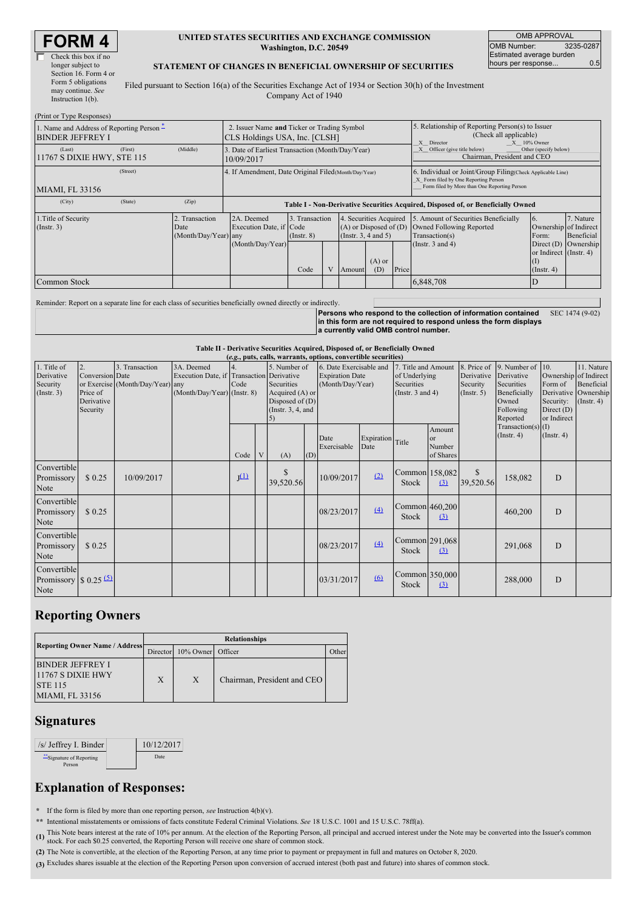# FORM 4

☐ Check this box if no longer subject to Section 16. Form 4 or Form 5 obligations may continue. *See* Instruction 1(b).

**UNITED STATES SECURITIES AND EXCHANGE COMMISSION**
**Washington, D.C. 20549**

**STATEMENT OF CHANGES IN BENEFICIAL OWNERSHIP OF SECURITIES**

Filed pursuant to Section 16(a) of the Securities Exchange Act of 1934 or Section 30(h) of the Investment Company Act of 1940

| OMB APPROVAL | |
|---|---|
| OMB Number: | 3235-0287 |
| Estimated average burden hours per response... | 0.5 |

(Print or Type Responses)

| | |
|---|---|
| 1. Name and Address of Reporting Person * | BINDER JEFFREY I |
| (Last) (First) (Middle) | 11767 S DIXIE HWY, STE 115 |
| (Street) | |
| (City) (State) (Zip) | MIAMI, FL 33156 |
| 2. Issuer Name **and** Ticker or Trading Symbol | CLS Holdings USA, Inc. [CLSH] |
| 3. Date of Earliest Transaction (Month/Day/Year) | 10/09/2017 |
| 4. If Amendment, Date Original Filed (Month/Day/Year) | |
| 5. Relationship of Reporting Person(s) to Issuer (Check all applicable) | _X_ Director _X_ 10% Owner _X_ Officer (give title below) ___ Other (specify below) Chairman, President and CEO |
| 6. Individual or Joint/Group Filing (Check Applicable Line) | _X_ Form filed by One Reporting Person ___ Form filed by More than One Reporting Person |

**Table I - Non-Derivative Securities Acquired, Disposed of, or Beneficially Owned**

| 1.Title of Security (Instr. 3) | 2. Transaction Date (Month/Day/Year) | 2A. Deemed Execution Date, if any (Month/Day/Year) | 3. Transaction Code (Instr. 8) | | 4. Securities Acquired (A) or Disposed of (D) (Instr. 3, 4 and 5) | | | 5. Amount of Securities Beneficially Owned Following Reported Transaction(s) (Instr. 3 and 4) | 6. Ownership Form: Direct (D) or Indirect (I) (Instr. 4) | 7. Nature of Indirect Beneficial Ownership (Instr. 4) |
|---|---|---|---|---|---|---|---|---|---|---|
| | | | Code | V | Amount | (A) or (D) | Price | | | |
| Common Stock | | | | | | | | 6,848,708 | D | |

Reminder: Report on a separate line for each class of securities beneficially owned directly or indirectly.

**Persons who respond to the collection of information contained in this form are not required to respond unless the form displays a currently valid OMB control number.** SEC 1474 (9-02)

**Table II - Derivative Securities Acquired, Disposed of, or Beneficially Owned**
**(*e.g.*, puts, calls, warrants, options, convertible securities)**

| 1. Title of Derivative Security (Instr. 3) | 2. Conversion or Exercise Price of Derivative Security | 3. Transaction Date (Month/Day/Year) | 3A. Deemed Execution Date, if any (Month/Day/Year) | 4. Transaction Code (Instr. 8) | | 5. Number of Derivative Securities Acquired (A) or Disposed of (D) (Instr. 3, 4, and 5) | | 6. Date Exercisable and Expiration Date (Month/Day/Year) | | 7. Title and Amount of Underlying Securities (Instr. 3 and 4) | | 8. Price of Derivative Security (Instr. 5) | 9. Number of Derivative Securities Beneficially Owned Following Reported Transaction(s) (Instr. 4) | 10. Ownership Form of Derivative Security: Direct (D) or Indirect (I) (Instr. 4) | 11. Nature of Indirect Beneficial Ownership (Instr. 4) |
|---|---|---|---|---|---|---|---|---|---|---|---|---|---|---|---|
| | | | | Code | V | (A) | (D) | Date Exercisable | Expiration Date | Title | Amount or Number of Shares | | | | |
| Convertible Promissory Note | $ 0.25 | 10/09/2017 | | J (1) | | $ 39,520.56 | | 10/09/2017 | (2) | Common Stock | 158,082 (3) | $ 39,520.56 | 158,082 | D | |
| Convertible Promissory Note | $ 0.25 | | | | | | | 08/23/2017 | (4) | Common Stock | 460,200 (3) | | 460,200 | D | |
| Convertible Promissory Note | $ 0.25 | | | | | | | 08/23/2017 | (4) | Common Stock | 291,068 (3) | | 291,068 | D | |
| Convertible Promissory Note | $ 0.25 (5) | | | | | | | 03/31/2017 | (6) | Common Stock | 350,000 (3) | | 288,000 | D | |

## Reporting Owners

| Reporting Owner Name / Address | Relationships | | | |
|---|---|---|---|---|
| | Director | 10% Owner | Officer | Other |
| BINDER JEFFREY I 11767 S DIXIE HWY STE 115 MIAMI, FL 33156 | X | X | Chairman, President and CEO | |

## Signatures

| | |
|---|---|
| /s/ Jeffrey I. Binder | 10/12/2017 |
| ** Signature of Reporting Person | Date |

## Explanation of Responses:

\* If the form is filed by more than one reporting person, *see* Instruction 4(b)(v).

\*\* Intentional misstatements or omissions of facts constitute Federal Criminal Violations. *See* 18 U.S.C. 1001 and 15 U.S.C. 78ff(a).

**(1)** This Note bears interest at the rate of 10% per annum. At the election of the Reporting Person, all principal and accrued interest under the Note may be converted into the Issuer's common stock. For each $0.25 converted, the Reporting Person will receive one share of common stock.

**(2)** The Note is convertible, at the election of the Reporting Person, at any time prior to payment or prepayment in full and matures on October 8, 2020.

**(3)** Excludes shares issuable at the election of the Reporting Person upon conversion of accrued interest (both past and future) into shares of common stock.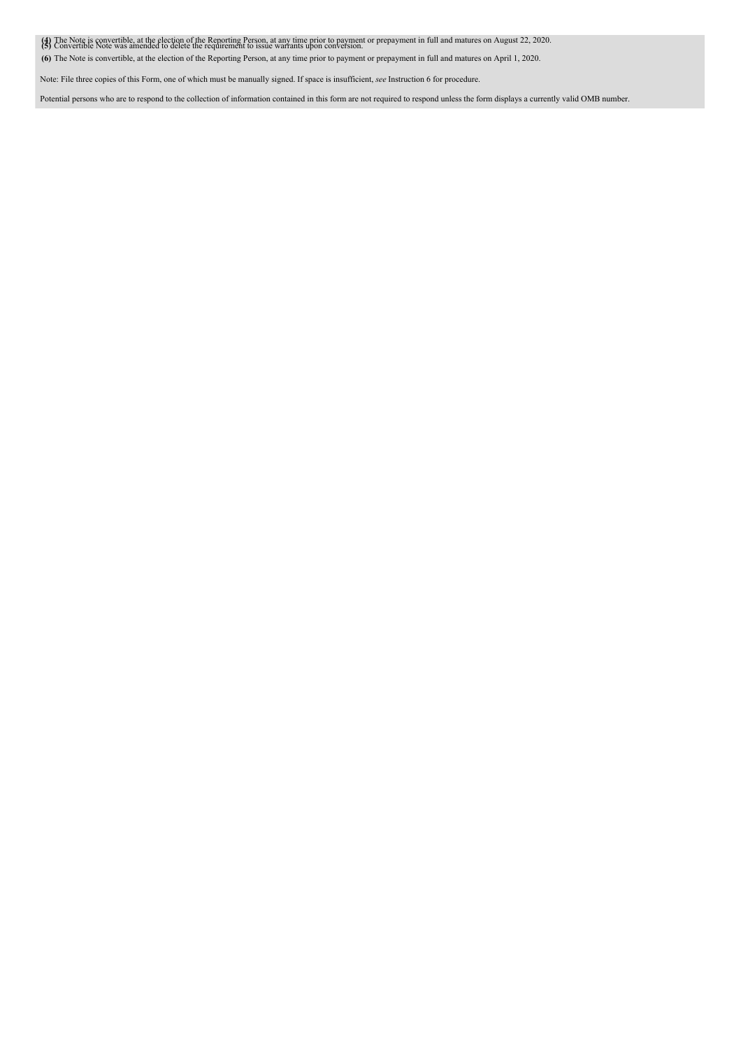**(4)** The Note is convertible, at the election of the Reporting Person, at any time prior to payment or prepayment in full and matures on August 22, 2020.

**(5)** Convertible Note was amended to delete the requirement to issue warrants upon conversion.

**(6)** The Note is convertible, at the election of the Reporting Person, at any time prior to payment or prepayment in full and matures on April 1, 2020.

Note: File three copies of this Form, one of which must be manually signed. If space is insufficient, *see* Instruction 6 for procedure.

Potential persons who are to respond to the collection of information contained in this form are not required to respond unless the form displays a currently valid OMB number.